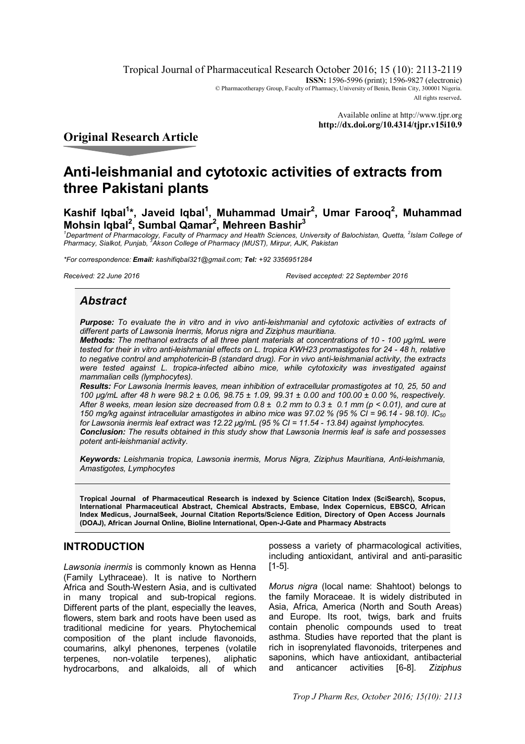Tropical Journal of Pharmaceutical Research October 2016; 15 (10): 2113-2119
**ISSN:** 1596-5996 (print); 1596-9827 (electronic)
© Pharmacotherapy Group, Faculty of Pharmacy, University of Benin, Benin City, 300001 Nigeria.
All rights reserved.

Available online at http://www.tjpr.org
**http://dx.doi.org/10.4314/tjpr.v15i10.9**

## Original Research Article

# Anti-leishmanial and cytotoxic activities of extracts from three Pakistani plants

**Kashif Iqbal[1]*, Javeid Iqbal[1], Muhammad Umair[2], Umar Farooq[2], Muhammad Mohsin Iqbal[2], Sumbal Qamar[2], Mehreen Bashir[3]**

*[1]Department of Pharmacology, Faculty of Pharmacy and Health Sciences, University of Balochistan, Quetta, [2]Islam College of Pharmacy, Sialkot, Punjab, [3]Akson College of Pharmacy (MUST), Mirpur, AJK, Pakistan*

*\*For correspondence: **Email:** kashifiqbal321@gmail.com; **Tel:** +92 3356951284*

*Received: 22 June 2016* *Revised accepted: 22 September 2016*

## Abstract

***Purpose:*** *To evaluate the in vitro and in vivo anti-leishmanial and cytotoxic activities of extracts of different parts of Lawsonia Inermis, Morus nigra and Ziziphus mauritiana.*

***Methods:*** *The methanol extracts of all three plant materials at concentrations of 10 - 100 μg/mL were tested for their in vitro anti-leishmanial effects on L. tropica KWH23 promastigotes for 24 - 48 h, relative to negative control and amphotericin-B (standard drug). For in vivo anti-leishmanial activity, the extracts were tested against L. tropica-infected albino mice, while cytotoxicity was investigated against mammalian cells (lymphocytes).*

***Results:*** *For Lawsonia Inermis leaves, mean inhibition of extracellular promastigotes at 10, 25, 50 and 100 μg/mL after 48 h were 98.2 ± 0.06, 98.75 ± 1.09, 99.31 ± 0.00 and 100.00 ± 0.00 %, respectively. After 8 weeks, mean lesion size decreased from 0.8 ± 0.2 mm to 0.3 ± 0.1 mm ($p < 0.01$), and cure at 150 mg/kg against intracellular amastigotes in albino mice was 97.02 % (95 % CI = 96.14 - 98.10). $IC_{50}$ for Lawsonia inermis leaf extract was 12.22 μg/mL (95 % CI = 11.54 - 13.84) against lymphocytes.*

***Conclusion:*** *The results obtained in this study show that Lawsonia Inermis leaf is safe and possesses potent anti-leishmanial activity.*

***Keywords:*** *Leishmania tropica, Lawsonia inermis, Morus Nigra, Ziziphus Mauritiana, Anti-leishmania, Amastigotes, Lymphocytes*

**Tropical Journal of Pharmaceutical Research is indexed by Science Citation Index (SciSearch), Scopus, International Pharmaceutical Abstract, Chemical Abstracts, Embase, Index Copernicus, EBSCO, African Index Medicus, JournalSeek, Journal Citation Reports/Science Edition, Directory of Open Access Journals (DOAJ), African Journal Online, Bioline International, Open-J-Gate and Pharmacy Abstracts**

## INTRODUCTION

*Lawsonia inermis* is commonly known as Henna (Family Lythraceae). It is native to Northern Africa and South-Western Asia, and is cultivated in many tropical and sub-tropical regions. Different parts of the plant, especially the leaves, flowers, stem bark and roots have been used as traditional medicine for years. Phytochemical composition of the plant include flavonoids, coumarins, alkyl phenones, terpenes (volatile terpenes, non-volatile terpenes), aliphatic hydrocarbons, and alkaloids, all of which possess a variety of pharmacological activities, including antioxidant, antiviral and anti-parasitic [1-5].

*Morus nigra* (local name: Shahtoot) belongs to the family Moraceae. It is widely distributed in Asia, Africa, America (North and South Areas) and Europe. Its root, twigs, bark and fruits contain phenolic compounds used to treat asthma. Studies have reported that the plant is rich in isoprenylated flavonoids, triterpenes and saponins, which have antioxidant, antibacterial and anticancer activities [6-8]. *Ziziphus*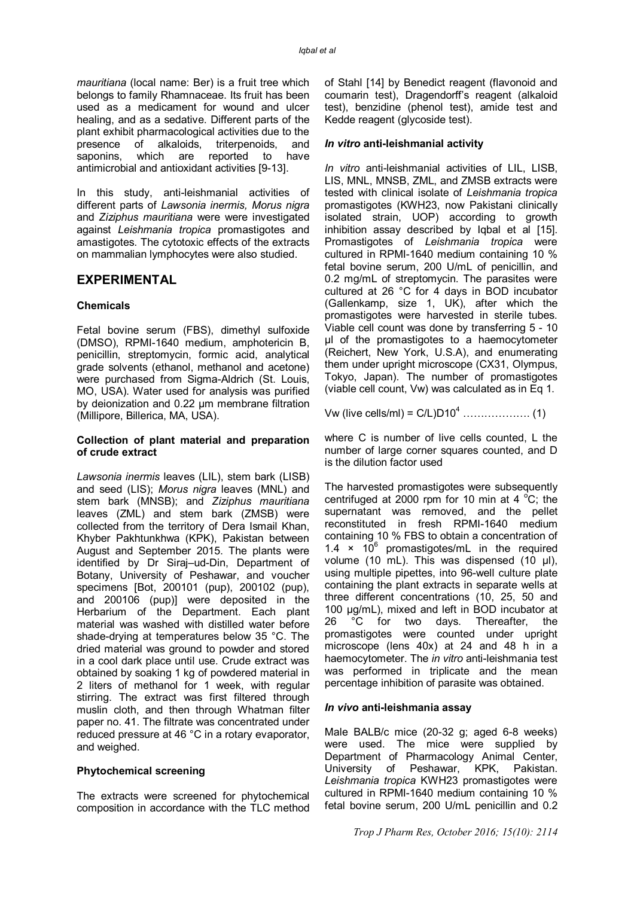*mauritiana* (local name: Ber) is a fruit tree which belongs to family Rhamnaceae. Its fruit has been used as a medicament for wound and ulcer healing, and as a sedative. Different parts of the plant exhibit pharmacological activities due to the presence of alkaloids, triterpenoids, and saponins, which are reported to have antimicrobial and antioxidant activities [9-13].

In this study, anti-leishmanial activities of different parts of *Lawsonia inermis, Morus nigra* and *Ziziphus mauritiana* were were investigated against *Leishmania tropica* promastigotes and amastigotes. The cytotoxic effects of the extracts on mammalian lymphocytes were also studied.

## EXPERIMENTAL

### Chemicals

Fetal bovine serum (FBS), dimethyl sulfoxide (DMSO), RPMI-1640 medium, amphotericin B, penicillin, streptomycin, formic acid, analytical grade solvents (ethanol, methanol and acetone) were purchased from Sigma-Aldrich (St. Louis, MO, USA). Water used for analysis was purified by deionization and 0.22 μm membrane filtration (Millipore, Billerica, MA, USA).

### Collection of plant material and preparation of crude extract

*Lawsonia inermis* leaves (LIL), stem bark (LISB) and seed (LIS); *Morus nigra* leaves (MNL) and stem bark (MNSB); and *Ziziphus mauritiana* leaves (ZML) and stem bark (ZMSB) were collected from the territory of Dera Ismail Khan, Khyber Pakhtunkhwa (KPK), Pakistan between August and September 2015. The plants were identified by Dr Siraj–ud-Din, Department of Botany, University of Peshawar, and voucher specimens [Bot, 200101 (pup), 200102 (pup), and 200106 (pup)] were deposited in the Herbarium of the Department. Each plant material was washed with distilled water before shade-drying at temperatures below 35 °C. The dried material was ground to powder and stored in a cool dark place until use. Crude extract was obtained by soaking 1 kg of powdered material in 2 liters of methanol for 1 week, with regular stirring. The extract was first filtered through muslin cloth, and then through Whatman filter paper no. 41. The filtrate was concentrated under reduced pressure at 46 °C in a rotary evaporator, and weighed.

### Phytochemical screening

The extracts were screened for phytochemical composition in accordance with the TLC method of Stahl [14] by Benedict reagent (flavonoid and coumarin test), Dragendorff's reagent (alkaloid test), benzidine (phenol test), amide test and Kedde reagent (glycoside test).

### *In vitro* anti-leishmanial activity

*In vitro* anti-leishmanial activities of LIL, LISB, LIS, MNL, MNSB, ZML, and ZMSB extracts were tested with clinical isolate of *Leishmania tropica* promastigotes (KWH23, now Pakistani clinically isolated strain, UOP) according to growth inhibition assay described by Iqbal et al [15]. Promastigotes of *Leishmania tropica* were cultured in RPMI-1640 medium containing 10 % fetal bovine serum, 200 U/mL of penicillin, and 0.2 mg/mL of streptomycin. The parasites were cultured at 26 °C for 4 days in BOD incubator (Gallenkamp, size 1, UK), after which the promastigotes were harvested in sterile tubes. Viable cell count was done by transferring 5 - 10 μl of the promastigotes to a haemocytometer (Reichert, New York, U.S.A), and enumerating them under upright microscope (CX31, Olympus, Tokyo, Japan). The number of promastigotes (viable cell count, Vw) was calculated as in Eq 1.

$$Vw \text{ (live cells/ml)} = C/L)D10^4 \quad \ldots\ldots\ldots\ldots\ldots\ldots\ (1)$$

where C is number of live cells counted, L the number of large corner squares counted, and D is the dilution factor used

The harvested promastigotes were subsequently centrifuged at 2000 rpm for 10 min at 4 °C; the supernatant was removed, and the pellet reconstituted in fresh RPMI-1640 medium containing 10 % FBS to obtain a concentration of $1.4 \times 10^6$ promastigotes/mL in the required volume (10 mL). This was dispensed (10 μl), using multiple pipettes, into 96-well culture plate containing the plant extracts in separate wells at three different concentrations (10, 25, 50 and 100 μg/mL), mixed and left in BOD incubator at 26 °C for two days. Thereafter, the promastigotes were counted under upright microscope (lens 40x) at 24 and 48 h in a haemocytometer. The *in vitro* anti-leishmania test was performed in triplicate and the mean percentage inhibition of parasite was obtained.

### *In vivo* anti-leishmania assay

Male BALB/c mice (20-32 g; aged 6-8 weeks) were used. The mice were supplied by Department of Pharmacology Animal Center, University of Peshawar, KPK, Pakistan. *Leishmania tropica* KWH23 promastigotes were cultured in RPMI-1640 medium containing 10 % fetal bovine serum, 200 U/mL penicillin and 0.2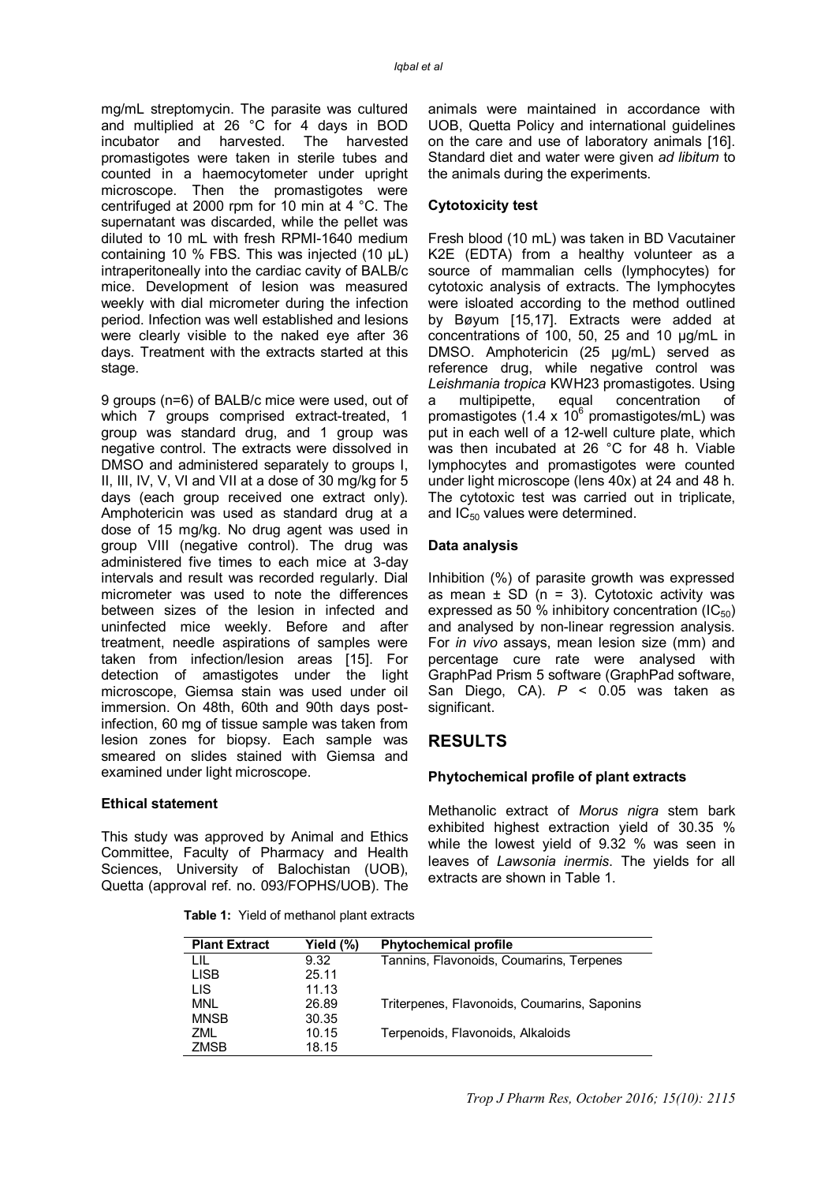mg/mL streptomycin. The parasite was cultured and multiplied at 26 °C for 4 days in BOD incubator and harvested. The harvested promastigotes were taken in sterile tubes and counted in a haemocytometer under upright microscope. Then the promastigotes were centrifuged at 2000 rpm for 10 min at 4 °C. The supernatant was discarded, while the pellet was diluted to 10 mL with fresh RPMI-1640 medium containing 10 % FBS. This was injected (10 µL) intraperitoneally into the cardiac cavity of BALB/c mice. Development of lesion was measured weekly with dial micrometer during the infection period. Infection was well established and lesions were clearly visible to the naked eye after 36 days. Treatment with the extracts started at this stage.

9 groups (n=6) of BALB/c mice were used, out of which 7 groups comprised extract-treated, 1 group was standard drug, and 1 group was negative control. The extracts were dissolved in DMSO and administered separately to groups I, II, III, IV, V, VI and VII at a dose of 30 mg/kg for 5 days (each group received one extract only). Amphotericin was used as standard drug at a dose of 15 mg/kg. No drug agent was used in group VIII (negative control). The drug was administered five times to each mice at 3-day intervals and result was recorded regularly. Dial micrometer was used to note the differences between sizes of the lesion in infected and uninfected mice weekly. Before and after treatment, needle aspirations of samples were taken from infection/lesion areas [15]. For detection of amastigotes under the light microscope, Giemsa stain was used under oil immersion. On 48th, 60th and 90th days post-infection, 60 mg of tissue sample was taken from lesion zones for biopsy. Each sample was smeared on slides stained with Giemsa and examined under light microscope.

### Ethical statement

This study was approved by Animal and Ethics Committee, Faculty of Pharmacy and Health Sciences, University of Balochistan (UOB), Quetta (approval ref. no. 093/FOPHS/UOB). The animals were maintained in accordance with UOB, Quetta Policy and international guidelines on the care and use of laboratory animals [16]. Standard diet and water were given *ad libitum* to the animals during the experiments.

### Cytotoxicity test

Fresh blood (10 mL) was taken in BD Vacutainer K2E (EDTA) from a healthy volunteer as a source of mammalian cells (lymphocytes) for cytotoxic analysis of extracts. The lymphocytes were isloated according to the method outlined by Bøyum [15,17]. Extracts were added at concentrations of 100, 50, 25 and 10 µg/mL in DMSO. Amphotericin (25 µg/mL) served as reference drug, while negative control was *Leishmania tropica* KWH23 promastigotes. Using a multipipette, equal concentration of promastigotes ($1.4 \times 10^6$ promastigotes/mL) was put in each well of a 12-well culture plate, which was then incubated at 26 °C for 48 h. Viable lymphocytes and promastigotes were counted under light microscope (lens 40x) at 24 and 48 h. The cytotoxic test was carried out in triplicate, and $IC_{50}$ values were determined.

### Data analysis

Inhibition (%) of parasite growth was expressed as mean ± SD (n = 3). Cytotoxic activity was expressed as 50 % inhibitory concentration ($IC_{50}$) and analysed by non-linear regression analysis. For *in vivo* assays, mean lesion size (mm) and percentage cure rate were analysed with GraphPad Prism 5 software (GraphPad software, San Diego, CA). $P < 0.05$ was taken as significant.

## RESULTS

### Phytochemical profile of plant extracts

Methanolic extract of *Morus nigra* stem bark exhibited highest extraction yield of 30.35 % while the lowest yield of 9.32 % was seen in leaves of *Lawsonia inermis*. The yields for all extracts are shown in Table 1.

**Table 1:** Yield of methanol plant extracts

| Plant Extract | Yield (%) | Phytochemical profile |
|---|---|---|
| LIL | 9.32 | Tannins, Flavonoids, Coumarins, Terpenes |
| LISB | 25.11 | |
| LIS | 11.13 | |
| MNL | 26.89 | Triterpenes, Flavonoids, Coumarins, Saponins |
| MNSB | 30.35 | |
| ZML | 10.15 | Terpenoids, Flavonoids, Alkaloids |
| ZMSB | 18.15 | |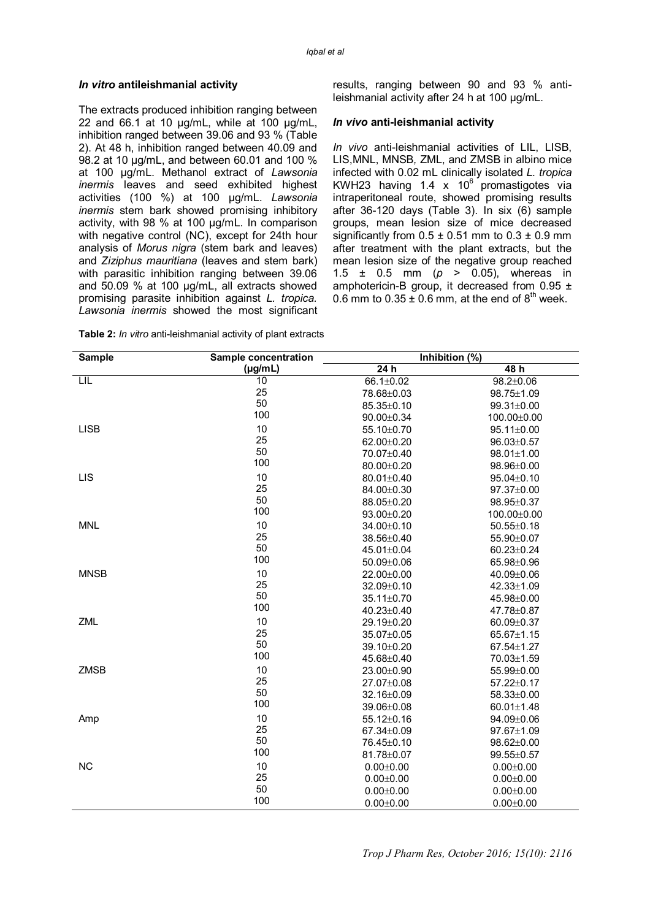### *In vitro* antileishmanial activity

The extracts produced inhibition ranging between 22 and 66.1 at 10 µg/mL, while at 100 µg/mL, inhibition ranged between 39.06 and 93 % (Table 2). At 48 h, inhibition ranged between 40.09 and 98.2 at 10 µg/mL, and between 60.01 and 100 % at 100 µg/mL. Methanol extract of *Lawsonia inermis* leaves and seed exhibited highest activities (100 %) at 100 µg/mL. *Lawsonia inermis* stem bark showed promising inhibitory activity, with 98 % at 100 µg/mL. In comparison with negative control (NC), except for 24th hour analysis of *Morus nigra* (stem bark and leaves) and *Ziziphus mauritiana* (leaves and stem bark) with parasitic inhibition ranging between 39.06 and 50.09 % at 100 µg/mL, all extracts showed promising parasite inhibition against *L. tropica. Lawsonia inermis* showed the most significant results, ranging between 90 and 93 % anti-leishmanial activity after 24 h at 100 µg/mL.

### *In vivo* anti-leishmanial activity

*In vivo* anti-leishmanial activities of LIL, LISB, LIS,MNL, MNSB, ZML, and ZMSB in albino mice infected with 0.02 mL clinically isolated *L. tropica* KWH23 having 1.4 x $10^6$ promastigotes via intraperitoneal route, showed promising results after 36-120 days (Table 3). In six (6) sample groups, mean lesion size of mice decreased significantly from 0.5 ± 0.51 mm to 0.3 ± 0.9 mm after treatment with the plant extracts, but the mean lesion size of the negative group reached 1.5 ± 0.5 mm ($p > 0.05$), whereas in amphotericin-B group, it decreased from 0.95 ± 0.6 mm to 0.35 ± 0.6 mm, at the end of $8^{th}$ week.

**Table 2:** *In vitro* anti-leishmanial activity of plant extracts

| Sample | Sample concentration (µg/mL) | Inhibition (%) | |
|---|---|---|---|
| | | 24 h | 48 h |
| LIL | 10 | 66.1±0.02 | 98.2±0.06 |
| | 25 | 78.68±0.03 | 98.75±1.09 |
| | 50 | 85.35±0.10 | 99.31±0.00 |
| | 100 | 90.00±0.34 | 100.00±0.00 |
| LISB | 10 | 55.10±0.70 | 95.11±0.00 |
| | 25 | 62.00±0.20 | 96.03±0.57 |
| | 50 | 70.07±0.40 | 98.01±1.00 |
| | 100 | 80.00±0.20 | 98.96±0.00 |
| LIS | 10 | 80.01±0.40 | 95.04±0.10 |
| | 25 | 84.00±0.30 | 97.37±0.00 |
| | 50 | 88.05±0.20 | 98.95±0.37 |
| | 100 | 93.00±0.20 | 100.00±0.00 |
| MNL | 10 | 34.00±0.10 | 50.55±0.18 |
| | 25 | 38.56±0.40 | 55.90±0.07 |
| | 50 | 45.01±0.04 | 60.23±0.24 |
| | 100 | 50.09±0.06 | 65.98±0.96 |
| MNSB | 10 | 22.00±0.00 | 40.09±0.06 |
| | 25 | 32.09±0.10 | 42.33±1.09 |
| | 50 | 35.11±0.70 | 45.98±0.00 |
| | 100 | 40.23±0.40 | 47.78±0.87 |
| ZML | 10 | 29.19±0.20 | 60.09±0.37 |
| | 25 | 35.07±0.05 | 65.67±1.15 |
| | 50 | 39.10±0.20 | 67.54±1.27 |
| | 100 | 45.68±0.40 | 70.03±1.59 |
| ZMSB | 10 | 23.00±0.90 | 55.99±0.00 |
| | 25 | 27.07±0.08 | 57.22±0.17 |
| | 50 | 32.16±0.09 | 58.33±0.00 |
| | 100 | 39.06±0.08 | 60.01±1.48 |
| Amp | 10 | 55.12±0.16 | 94.09±0.06 |
| | 25 | 67.34±0.09 | 97.67±1.09 |
| | 50 | 76.45±0.10 | 98.62±0.00 |
| | 100 | 81.78±0.07 | 99.55±0.57 |
| NC | 10 | 0.00±0.00 | 0.00±0.00 |
| | 25 | 0.00±0.00 | 0.00±0.00 |
| | 50 | 0.00±0.00 | 0.00±0.00 |
| | 100 | 0.00±0.00 | 0.00±0.00 |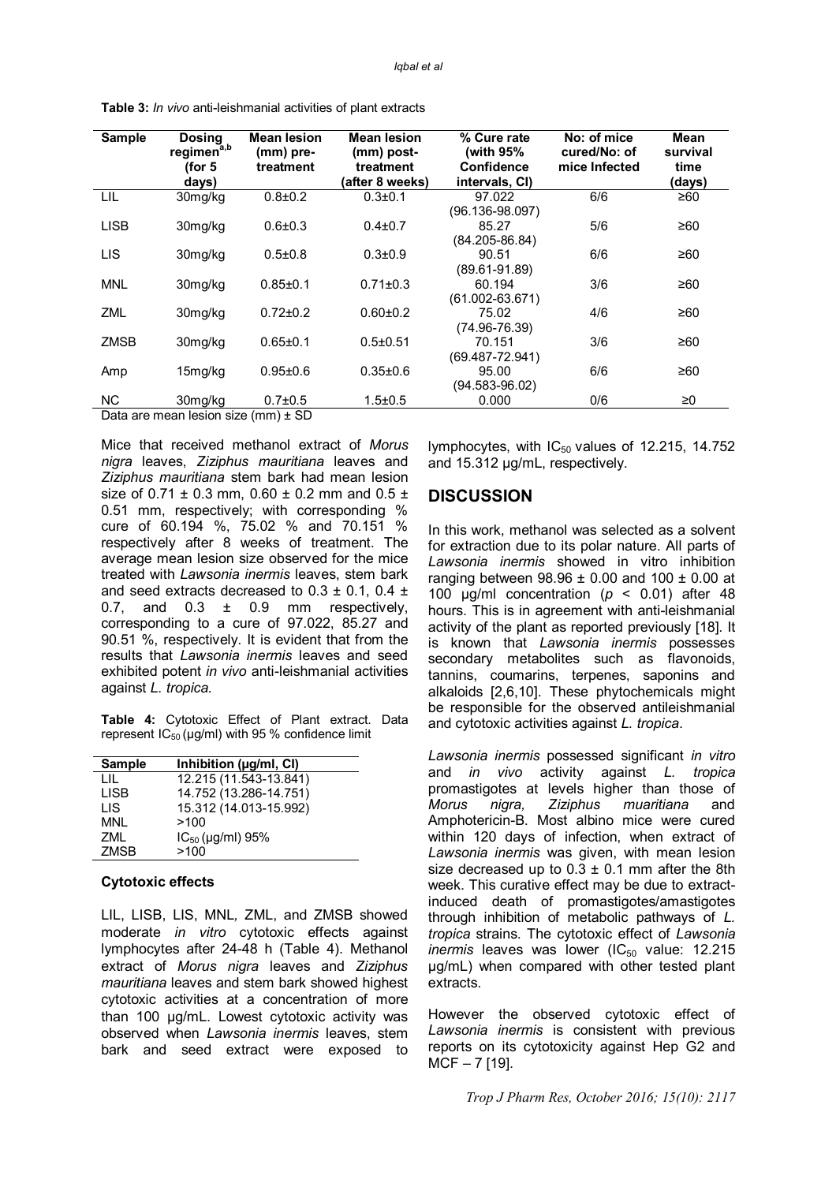**Table 3:** *In vivo* anti-leishmanial activities of plant extracts

| Sample | Dosing regimen[a,b] (for 5 days) | Mean lesion (mm) pre-treatment | Mean lesion (mm) post-treatment (after 8 weeks) | % Cure rate (with 95% Confidence intervals, CI) | No: of mice cured/No: of mice Infected | Mean survival time (days) |
|---|---|---|---|---|---|---|
| LIL | 30mg/kg | 0.8±0.2 | 0.3±0.1 | 97.022 (96.136-98.097) | 6/6 | ≥60 |
| LISB | 30mg/kg | 0.6±0.3 | 0.4±0.7 | 85.27 (84.205-86.84) | 5/6 | ≥60 |
| LIS | 30mg/kg | 0.5±0.8 | 0.3±0.9 | 90.51 (89.61-91.89) | 6/6 | ≥60 |
| MNL | 30mg/kg | 0.85±0.1 | 0.71±0.3 | 60.194 (61.002-63.671) | 3/6 | ≥60 |
| ZML | 30mg/kg | 0.72±0.2 | 0.60±0.2 | 75.02 (74.96-76.39) | 4/6 | ≥60 |
| ZMSB | 30mg/kg | 0.65±0.1 | 0.5±0.51 | 70.151 (69.487-72.941) | 3/6 | ≥60 |
| Amp | 15mg/kg | 0.95±0.6 | 0.35±0.6 | 95.00 (94.583-96.02) | 6/6 | ≥60 |
| NC | 30mg/kg | 0.7±0.5 | 1.5±0.5 | 0.000 | 0/6 | ≥0 |

Data are mean lesion size (mm) ± SD

Mice that received methanol extract of *Morus nigra* leaves, *Ziziphus mauritiana* leaves and *Ziziphus mauritiana* stem bark had mean lesion size of 0.71 ± 0.3 mm, 0.60 ± 0.2 mm and 0.5 ± 0.51 mm, respectively; with corresponding % cure of 60.194 %, 75.02 % and 70.151 % respectively after 8 weeks of treatment. The average mean lesion size observed for the mice treated with *Lawsonia inermis* leaves, stem bark and seed extracts decreased to 0.3 ± 0.1, 0.4 ± 0.7, and 0.3 ± 0.9 mm respectively, corresponding to a cure of 97.022, 85.27 and 90.51 %, respectively. It is evident that from the results that *Lawsonia inermis* leaves and seed exhibited potent *in vivo* anti-leishmanial activities against *L. tropica.*

**Table 4:** Cytotoxic Effect of Plant extract. Data represent $IC_{50}$ (µg/ml) with 95 % confidence limit

| Sample | Inhibition (µg/ml, CI) |
|---|---|
| LIL | 12.215 (11.543-13.841) |
| LISB | 14.752 (13.286-14.751) |
| LIS | 15.312 (14.013-15.992) |
| MNL | >100 |
| ZML | $IC_{50}$ (µg/ml) 95% |
| ZMSB | >100 |

### Cytotoxic effects

LIL, LISB, LIS, MNL, ZML, and ZMSB showed moderate *in vitro* cytotoxic effects against lymphocytes after 24-48 h (Table 4). Methanol extract of *Morus nigra* leaves and *Ziziphus mauritiana* leaves and stem bark showed highest cytotoxic activities at a concentration of more than 100 µg/mL. Lowest cytotoxic activity was observed when *Lawsonia inermis* leaves, stem bark and seed extract were exposed to lymphocytes, with $IC_{50}$ values of 12.215, 14.752 and 15.312 µg/mL, respectively.

## DISCUSSION

In this work, methanol was selected as a solvent for extraction due to its polar nature. All parts of *Lawsonia inermis* showed in vitro inhibition ranging between 98.96 ± 0.00 and 100 ± 0.00 at 100 µg/ml concentration ($p < 0.01$) after 48 hours. This is in agreement with anti-leishmanial activity of the plant as reported previously [18]. It is known that *Lawsonia inermis* possesses secondary metabolites such as flavonoids, tannins, coumarins, terpenes, saponins and alkaloids [2,6,10]. These phytochemicals might be responsible for the observed antileishmanial and cytotoxic activities against *L. tropica*.

*Lawsonia inermis* possessed significant *in vitro* and *in vivo* activity against *L. tropica* promastigotes at levels higher than those of *Morus nigra, Ziziphus muaritiana* and Amphotericin-B. Most albino mice were cured within 120 days of infection, when extract of *Lawsonia inermis* was given, with mean lesion size decreased up to 0.3 ± 0.1 mm after the 8th week. This curative effect may be due to extract-induced death of promastigotes/amastigotes through inhibition of metabolic pathways of *L. tropica* strains. The cytotoxic effect of *Lawsonia inermis* leaves was lower ($IC_{50}$ value: 12.215 µg/mL) when compared with other tested plant extracts.

However the observed cytotoxic effect of *Lawsonia inermis* is consistent with previous reports on its cytotoxicity against Hep G2 and MCF – 7 [19].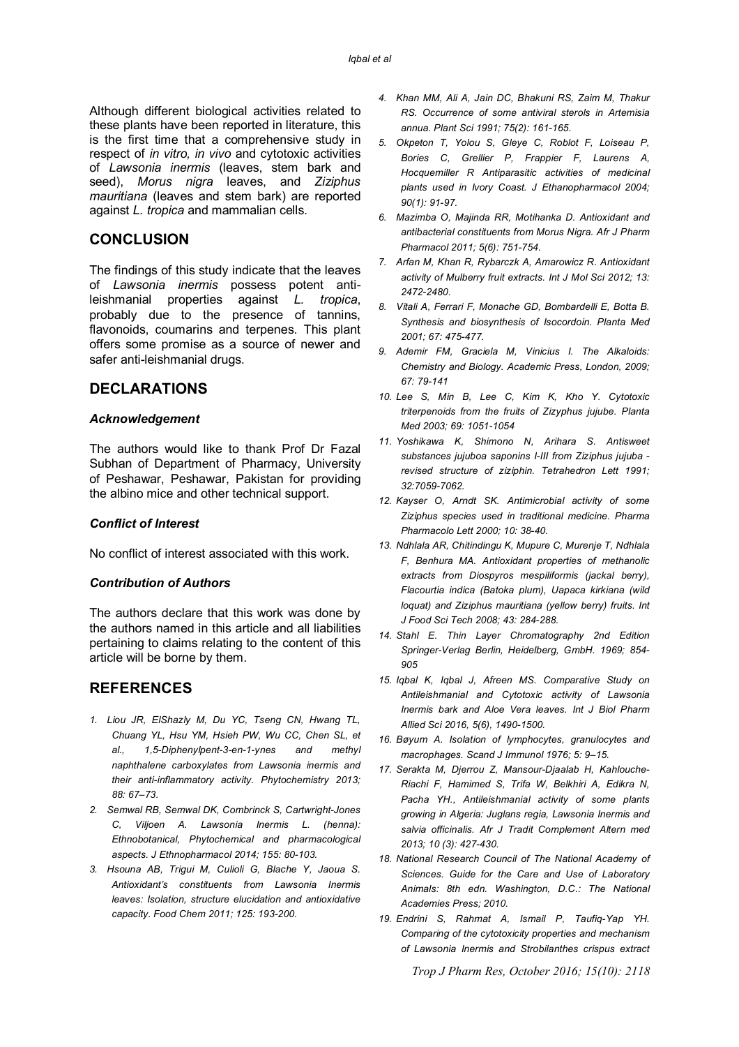Although different biological activities related to these plants have been reported in literature, this is the first time that a comprehensive study in respect of *in vitro, in vivo* and cytotoxic activities of *Lawsonia inermis* (leaves, stem bark and seed), *Morus nigra* leaves, and *Ziziphus mauritiana* (leaves and stem bark) are reported against *L. tropica* and mammalian cells.

## CONCLUSION

The findings of this study indicate that the leaves of *Lawsonia inermis* possess potent anti-leishmanial properties against *L. tropica*, probably due to the presence of tannins, flavonoids, coumarins and terpenes. This plant offers some promise as a source of newer and safer anti-leishmanial drugs.

## DECLARATIONS

### *Acknowledgement*

The authors would like to thank Prof Dr Fazal Subhan of Department of Pharmacy, University of Peshawar, Peshawar, Pakistan for providing the albino mice and other technical support.

### *Conflict of Interest*

No conflict of interest associated with this work.

### *Contribution of Authors*

The authors declare that this work was done by the authors named in this article and all liabilities pertaining to claims relating to the content of this article will be borne by them.

## REFERENCES

1. *Liou JR, ElShazly M, Du YC, Tseng CN, Hwang TL, Chuang YL, Hsu YM, Hsieh PW, Wu CC, Chen SL, et al., 1,5-Diphenylpent-3-en-1-ynes and methyl naphthalene carboxylates from Lawsonia inermis and their anti-inflammatory activity. Phytochemistry 2013; 88: 67–73.*
2. *Semwal RB, Semwal DK, Combrinck S, Cartwright-Jones C, Viljoen A. Lawsonia Inermis L. (henna): Ethnobotanical, Phytochemical and pharmacological aspects. J Ethnopharmacol 2014; 155: 80-103.*
3. *Hsouna AB, Trigui M, Culioli G, Blache Y, Jaoua S. Antioxidant's constituents from Lawsonia Inermis leaves: Isolation, structure elucidation and antioxidative capacity. Food Chem 2011; 125: 193-200.*
4. *Khan MM, Ali A, Jain DC, Bhakuni RS, Zaim M, Thakur RS. Occurrence of some antiviral sterols in Artemisia annua. Plant Sci 1991; 75(2): 161-165.*
5. *Okpeton T, Yolou S, Gleye C, Roblot F, Loiseau P, Bories C, Grellier P, Frappier F, Laurens A, Hocquemiller R Antiparasitic activities of medicinal plants used in Ivory Coast. J Ethanopharmacol 2004; 90(1): 91-97.*
6. *Mazimba O, Majinda RR, Motihanka D. Antioxidant and antibacterial constituents from Morus Nigra. Afr J Pharm Pharmacol 2011; 5(6): 751-754.*
7. *Arfan M, Khan R, Rybarczk A, Amarowicz R. Antioxidant activity of Mulberry fruit extracts. Int J Mol Sci 2012; 13: 2472-2480.*
8. *Vitali A, Ferrari F, Monache GD, Bombardelli E, Botta B. Synthesis and biosynthesis of Isocordoin. Planta Med 2001; 67: 475-477.*
9. *Ademir FM, Graciela M, Vinicius I. The Alkaloids: Chemistry and Biology. Academic Press, London, 2009; 67: 79-141*
10. *Lee S, Min B, Lee C, Kim K, Kho Y. Cytotoxic triterpenoids from the fruits of Zizyphus jujube. Planta Med 2003; 69: 1051-1054*
11. *Yoshikawa K, Shimono N, Arihara S. Antisweet substances jujuboa saponins I-III from Ziziphus jujuba - revised structure of ziziphin. Tetrahedron Lett 1991; 32:7059-7062.*
12. *Kayser O, Arndt SK. Antimicrobial activity of some Ziziphus species used in traditional medicine. Pharma Pharmacolo Lett 2000; 10: 38-40.*
13. *Ndhlala AR, Chitindingu K, Mupure C, Murenje T, Ndhlala F, Benhura MA. Antioxidant properties of methanolic extracts from Diospyros mespiliformis (jackal berry), Flacourtia indica (Batoka plum), Uapaca kirkiana (wild loquat) and Ziziphus mauritiana (yellow berry) fruits. Int J Food Sci Tech 2008; 43: 284-288.*
14. *Stahl E. Thin Layer Chromatography 2nd Edition Springer-Verlag Berlin, Heidelberg, GmbH. 1969; 854-905*
15. *Iqbal K, Iqbal J, Afreen MS. Comparative Study on Antileishmanial and Cytotoxic activity of Lawsonia Inermis bark and Aloe Vera leaves. Int J Biol Pharm Allied Sci 2016, 5(6), 1490-1500.*
16. *Bøyum A. Isolation of lymphocytes, granulocytes and macrophages. Scand J Immunol 1976; 5: 9–15.*
17. *Serakta M, Djerrou Z, Mansour-Djaalab H, Kahlouche-Riachi F, Hamimed S, Trifa W, Belkhiri A, Edikra N, Pacha YH., Antileishmanial activity of some plants growing in Algeria: Juglans regia, Lawsonia Inermis and salvia officinalis. Afr J Tradit Complement Altern med 2013; 10 (3): 427-430.*
18. *National Research Council of The National Academy of Sciences. Guide for the Care and Use of Laboratory Animals: 8th edn. Washington, D.C.: The National Academies Press; 2010.*
19. *Endrini S, Rahmat A, Ismail P, Taufiq-Yap YH. Comparing of the cytotoxicity properties and mechanism of Lawsonia Inermis and Strobilanthes crispus extract*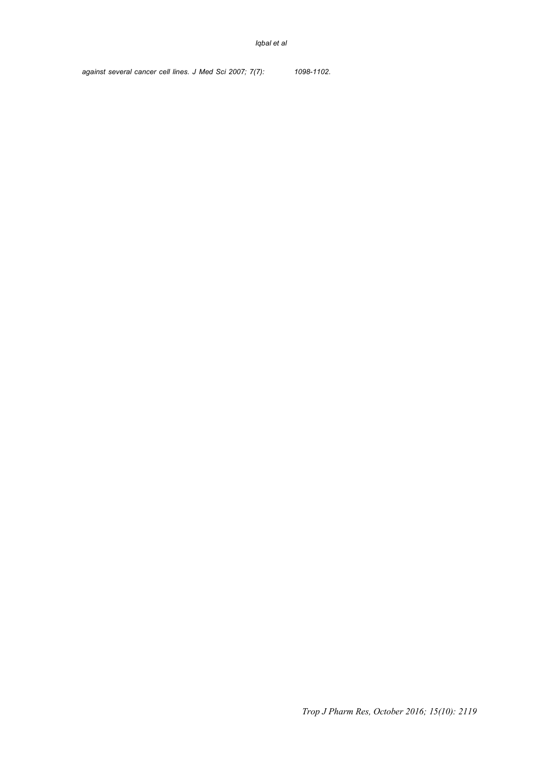*against several cancer cell lines. J Med Sci 2007; 7(7): 1098-1102.*